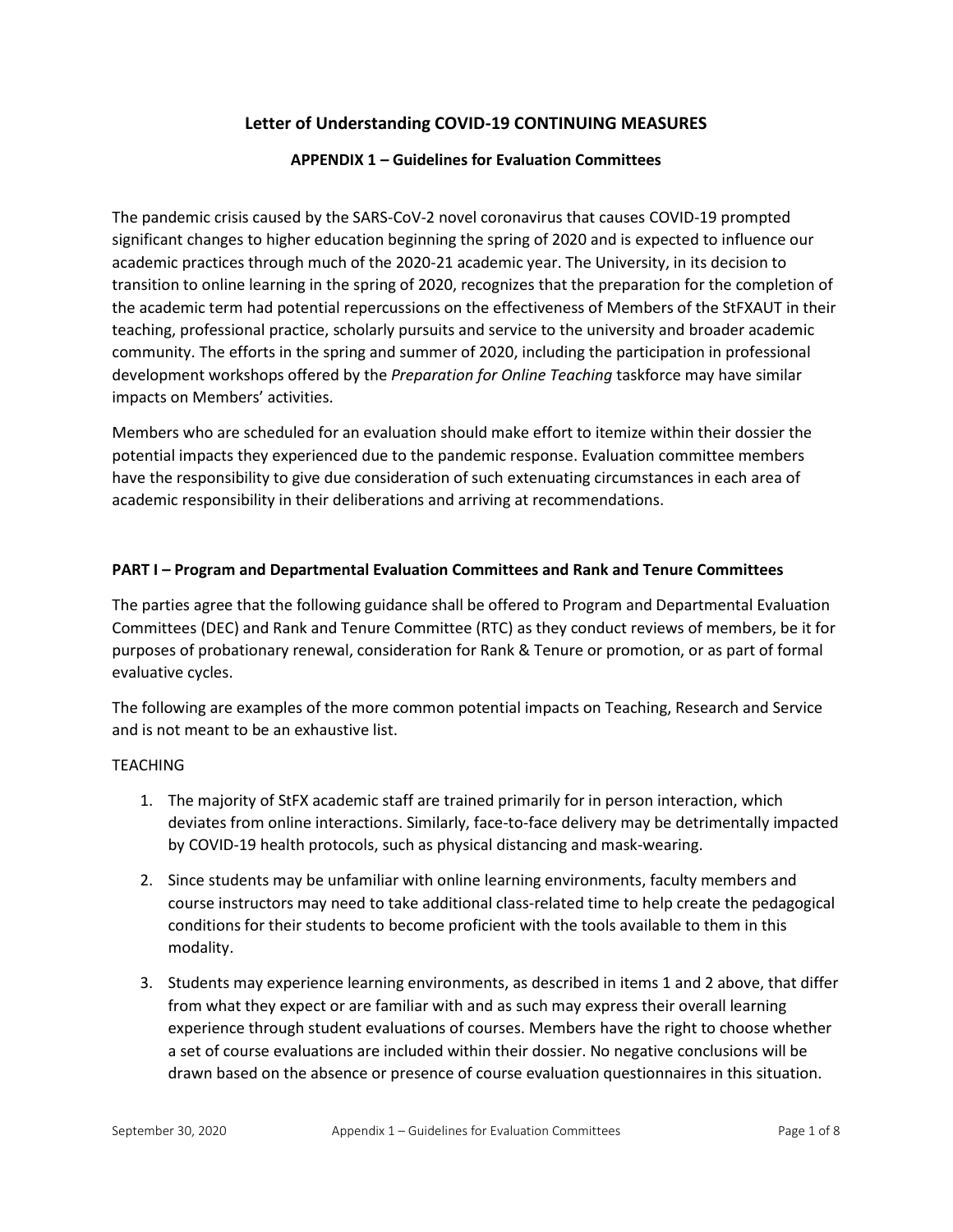# Letter of Understanding COVID-19 CONTINUING MEASURES

## APPENDIX 1 – Guidelines for Evaluation Committees

The pandemic crisis caused by the SARS-CoV-2 novel coronavirus that causes COVID-19 prompted significant changes to higher education beginning the spring of 2020 and is expected to influence our academic practices through much of the 2020-21 academic year. The University, in its decision to transition to online learning in the spring of 2020, recognizes that the preparation for the completion of the academic term had potential repercussions on the effectiveness of Members of the StFXAUT in their teaching, professional practice, scholarly pursuits and service to the university and broader academic community. The efforts in the spring and summer of 2020, including the participation in professional development workshops offered by the *Preparation for Online Teaching* taskforce may have similar impacts on Members' activities.

Members who are scheduled for an evaluation should make effort to itemize within their dossier the potential impacts they experienced due to the pandemic response. Evaluation committee members have the responsibility to give due consideration of such extenuating circumstances in each area of academic responsibility in their deliberations and arriving at recommendations.

### PART I – Program and Departmental Evaluation Committees and Rank and Tenure Committees

The parties agree that the following guidance shall be offered to Program and Departmental Evaluation Committees (DEC) and Rank and Tenure Committee (RTC) as they conduct reviews of members, be it for purposes of probationary renewal, consideration for Rank & Tenure or promotion, or as part of formal evaluative cycles.

The following are examples of the more common potential impacts on Teaching, Research and Service and is not meant to be an exhaustive list.

TEACHING

1. The majority of StFX academic staff are trained primarily for in person interaction, which deviates from online interactions. Similarly, face-to-face delivery may be detrimentally impacted by COVID-19 health protocols, such as physical distancing and mask-wearing.
2. Since students may be unfamiliar with online learning environments, faculty members and course instructors may need to take additional class-related time to help create the pedagogical conditions for their students to become proficient with the tools available to them in this modality.
3. Students may experience learning environments, as described in items 1 and 2 above, that differ from what they expect or are familiar with and as such may express their overall learning experience through student evaluations of courses. Members have the right to choose whether a set of course evaluations are included within their dossier. No negative conclusions will be drawn based on the absence or presence of course evaluation questionnaires in this situation.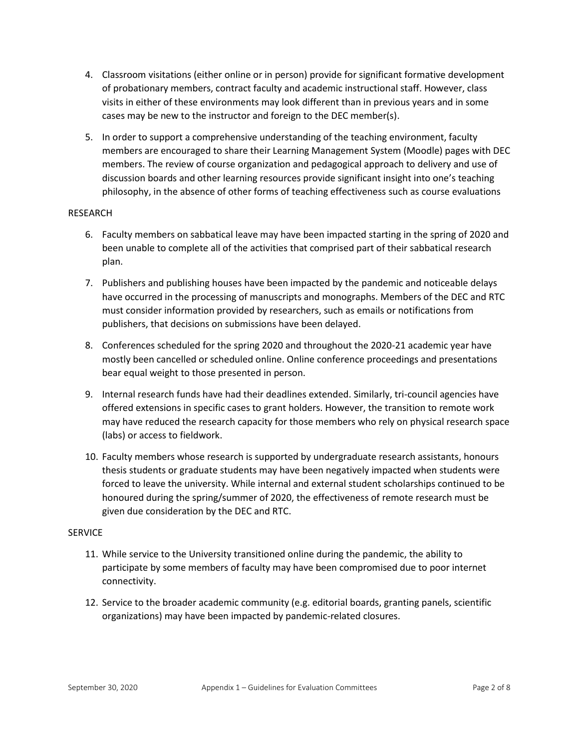4. Classroom visitations (either online or in person) provide for significant formative development of probationary members, contract faculty and academic instructional staff. However, class visits in either of these environments may look different than in previous years and in some cases may be new to the instructor and foreign to the DEC member(s).

5. In order to support a comprehensive understanding of the teaching environment, faculty members are encouraged to share their Learning Management System (Moodle) pages with DEC members. The review of course organization and pedagogical approach to delivery and use of discussion boards and other learning resources provide significant insight into one's teaching philosophy, in the absence of other forms of teaching effectiveness such as course evaluations

RESEARCH

6. Faculty members on sabbatical leave may have been impacted starting in the spring of 2020 and been unable to complete all of the activities that comprised part of their sabbatical research plan.

7. Publishers and publishing houses have been impacted by the pandemic and noticeable delays have occurred in the processing of manuscripts and monographs. Members of the DEC and RTC must consider information provided by researchers, such as emails or notifications from publishers, that decisions on submissions have been delayed.

8. Conferences scheduled for the spring 2020 and throughout the 2020-21 academic year have mostly been cancelled or scheduled online. Online conference proceedings and presentations bear equal weight to those presented in person.

9. Internal research funds have had their deadlines extended. Similarly, tri-council agencies have offered extensions in specific cases to grant holders. However, the transition to remote work may have reduced the research capacity for those members who rely on physical research space (labs) or access to fieldwork.

10. Faculty members whose research is supported by undergraduate research assistants, honours thesis students or graduate students may have been negatively impacted when students were forced to leave the university. While internal and external student scholarships continued to be honoured during the spring/summer of 2020, the effectiveness of remote research must be given due consideration by the DEC and RTC.

SERVICE

11. While service to the University transitioned online during the pandemic, the ability to participate by some members of faculty may have been compromised due to poor internet connectivity.

12. Service to the broader academic community (e.g. editorial boards, granting panels, scientific organizations) may have been impacted by pandemic-related closures.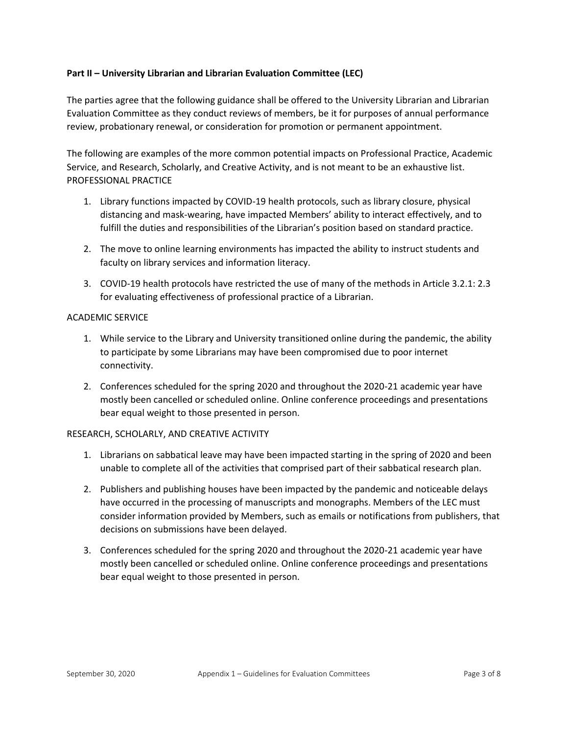**Part II – University Librarian and Librarian Evaluation Committee (LEC)**

The parties agree that the following guidance shall be offered to the University Librarian and Librarian Evaluation Committee as they conduct reviews of members, be it for purposes of annual performance review, probationary renewal, or consideration for promotion or permanent appointment.

The following are examples of the more common potential impacts on Professional Practice, Academic Service, and Research, Scholarly, and Creative Activity, and is not meant to be an exhaustive list.

PROFESSIONAL PRACTICE

1. Library functions impacted by COVID-19 health protocols, such as library closure, physical distancing and mask-wearing, have impacted Members' ability to interact effectively, and to fulfill the duties and responsibilities of the Librarian's position based on standard practice.
2. The move to online learning environments has impacted the ability to instruct students and faculty on library services and information literacy.
3. COVID-19 health protocols have restricted the use of many of the methods in Article 3.2.1: 2.3 for evaluating effectiveness of professional practice of a Librarian.

ACADEMIC SERVICE

1. While service to the Library and University transitioned online during the pandemic, the ability to participate by some Librarians may have been compromised due to poor internet connectivity.
2. Conferences scheduled for the spring 2020 and throughout the 2020-21 academic year have mostly been cancelled or scheduled online. Online conference proceedings and presentations bear equal weight to those presented in person.

RESEARCH, SCHOLARLY, AND CREATIVE ACTIVITY

1. Librarians on sabbatical leave may have been impacted starting in the spring of 2020 and been unable to complete all of the activities that comprised part of their sabbatical research plan.
2. Publishers and publishing houses have been impacted by the pandemic and noticeable delays have occurred in the processing of manuscripts and monographs. Members of the LEC must consider information provided by Members, such as emails or notifications from publishers, that decisions on submissions have been delayed.
3. Conferences scheduled for the spring 2020 and throughout the 2020-21 academic year have mostly been cancelled or scheduled online. Online conference proceedings and presentations bear equal weight to those presented in person.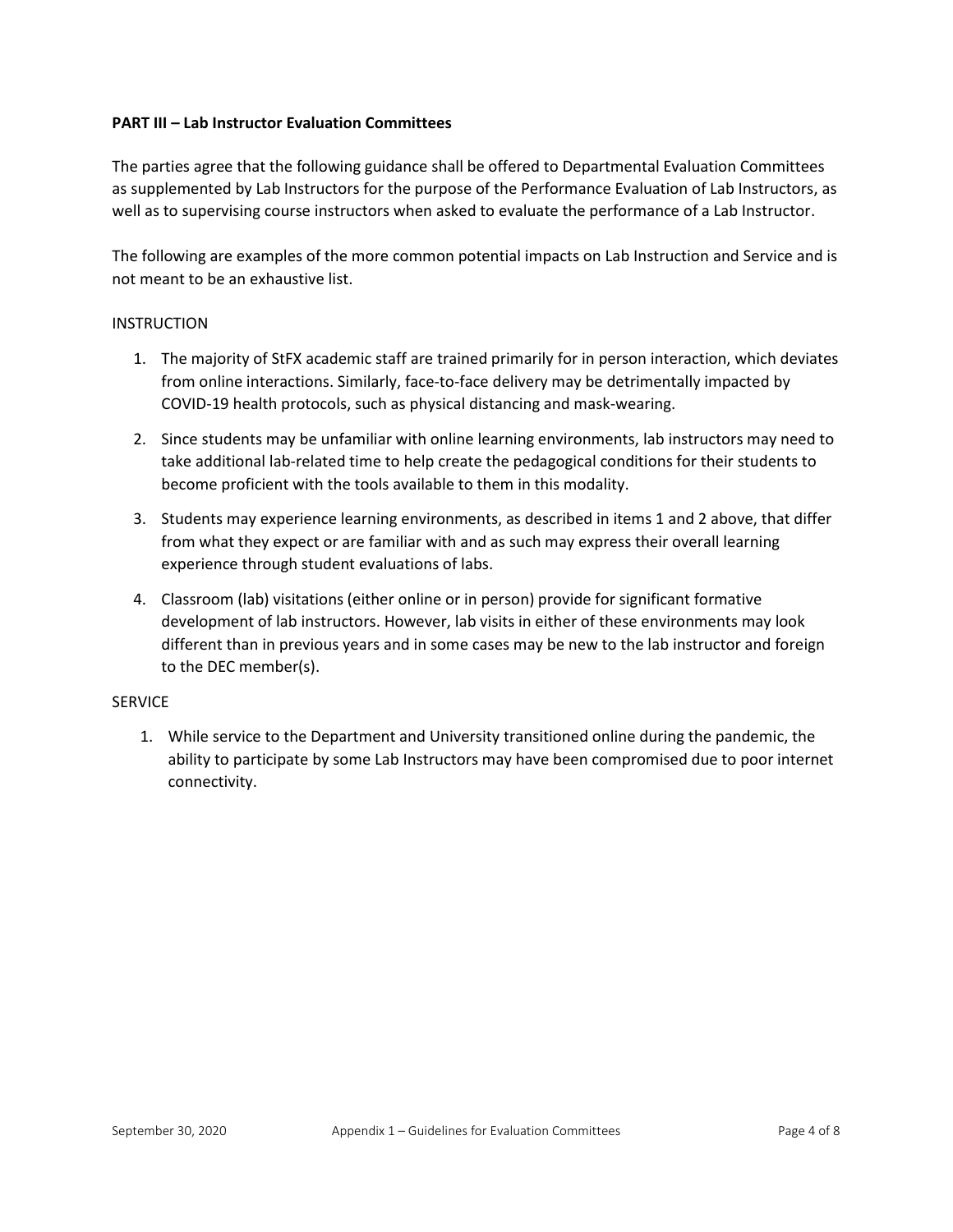**PART III – Lab Instructor Evaluation Committees**

The parties agree that the following guidance shall be offered to Departmental Evaluation Committees as supplemented by Lab Instructors for the purpose of the Performance Evaluation of Lab Instructors, as well as to supervising course instructors when asked to evaluate the performance of a Lab Instructor.

The following are examples of the more common potential impacts on Lab Instruction and Service and is not meant to be an exhaustive list.

INSTRUCTION

1. The majority of StFX academic staff are trained primarily for in person interaction, which deviates from online interactions. Similarly, face-to-face delivery may be detrimentally impacted by COVID-19 health protocols, such as physical distancing and mask-wearing.
2. Since students may be unfamiliar with online learning environments, lab instructors may need to take additional lab-related time to help create the pedagogical conditions for their students to become proficient with the tools available to them in this modality.
3. Students may experience learning environments, as described in items 1 and 2 above, that differ from what they expect or are familiar with and as such may express their overall learning experience through student evaluations of labs.
4. Classroom (lab) visitations (either online or in person) provide for significant formative development of lab instructors. However, lab visits in either of these environments may look different than in previous years and in some cases may be new to the lab instructor and foreign to the DEC member(s).

SERVICE

1. While service to the Department and University transitioned online during the pandemic, the ability to participate by some Lab Instructors may have been compromised due to poor internet connectivity.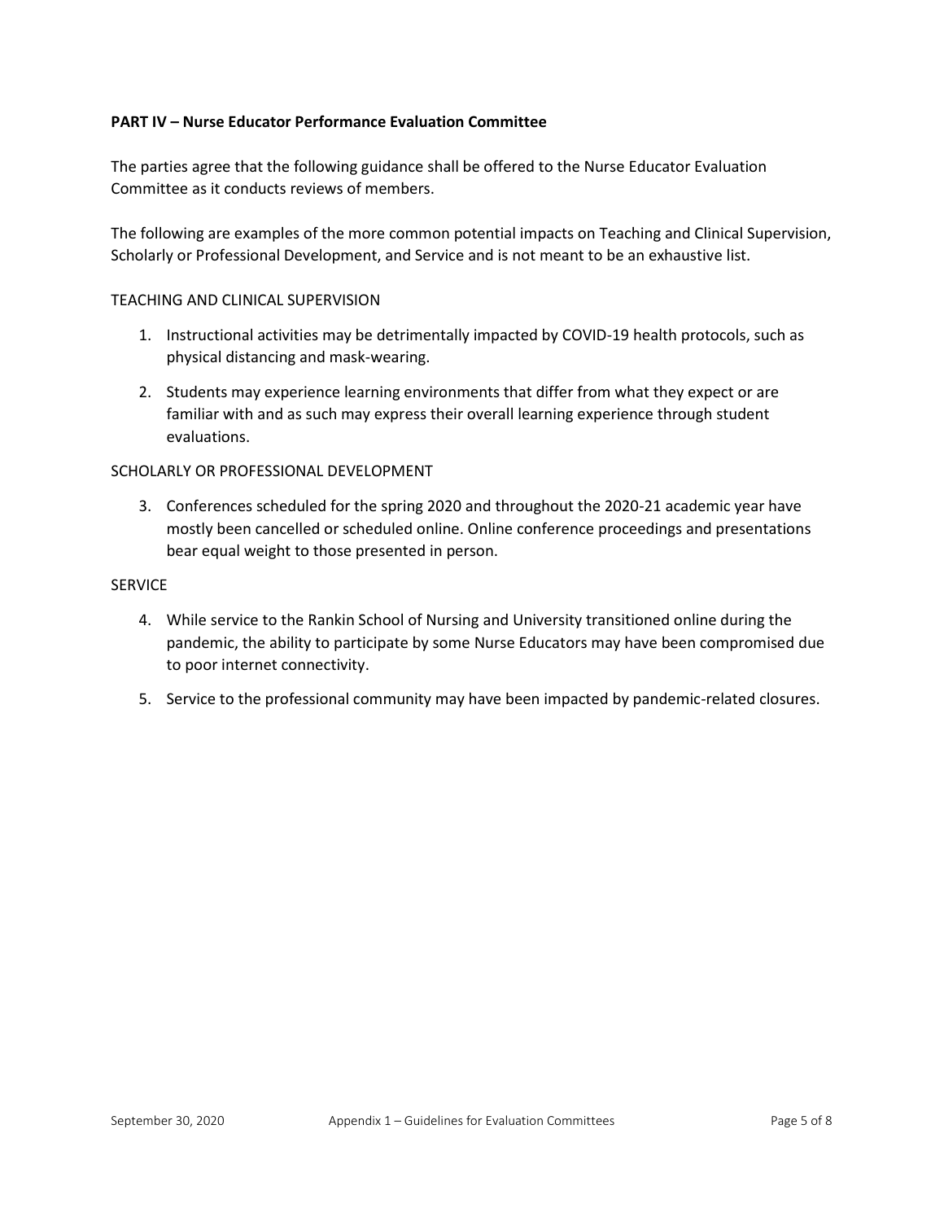**PART IV – Nurse Educator Performance Evaluation Committee**

The parties agree that the following guidance shall be offered to the Nurse Educator Evaluation Committee as it conducts reviews of members.

The following are examples of the more common potential impacts on Teaching and Clinical Supervision, Scholarly or Professional Development, and Service and is not meant to be an exhaustive list.

TEACHING AND CLINICAL SUPERVISION

1. Instructional activities may be detrimentally impacted by COVID-19 health protocols, such as physical distancing and mask-wearing.
2. Students may experience learning environments that differ from what they expect or are familiar with and as such may express their overall learning experience through student evaluations.

SCHOLARLY OR PROFESSIONAL DEVELOPMENT

3. Conferences scheduled for the spring 2020 and throughout the 2020-21 academic year have mostly been cancelled or scheduled online. Online conference proceedings and presentations bear equal weight to those presented in person.

SERVICE

4. While service to the Rankin School of Nursing and University transitioned online during the pandemic, the ability to participate by some Nurse Educators may have been compromised due to poor internet connectivity.
5. Service to the professional community may have been impacted by pandemic-related closures.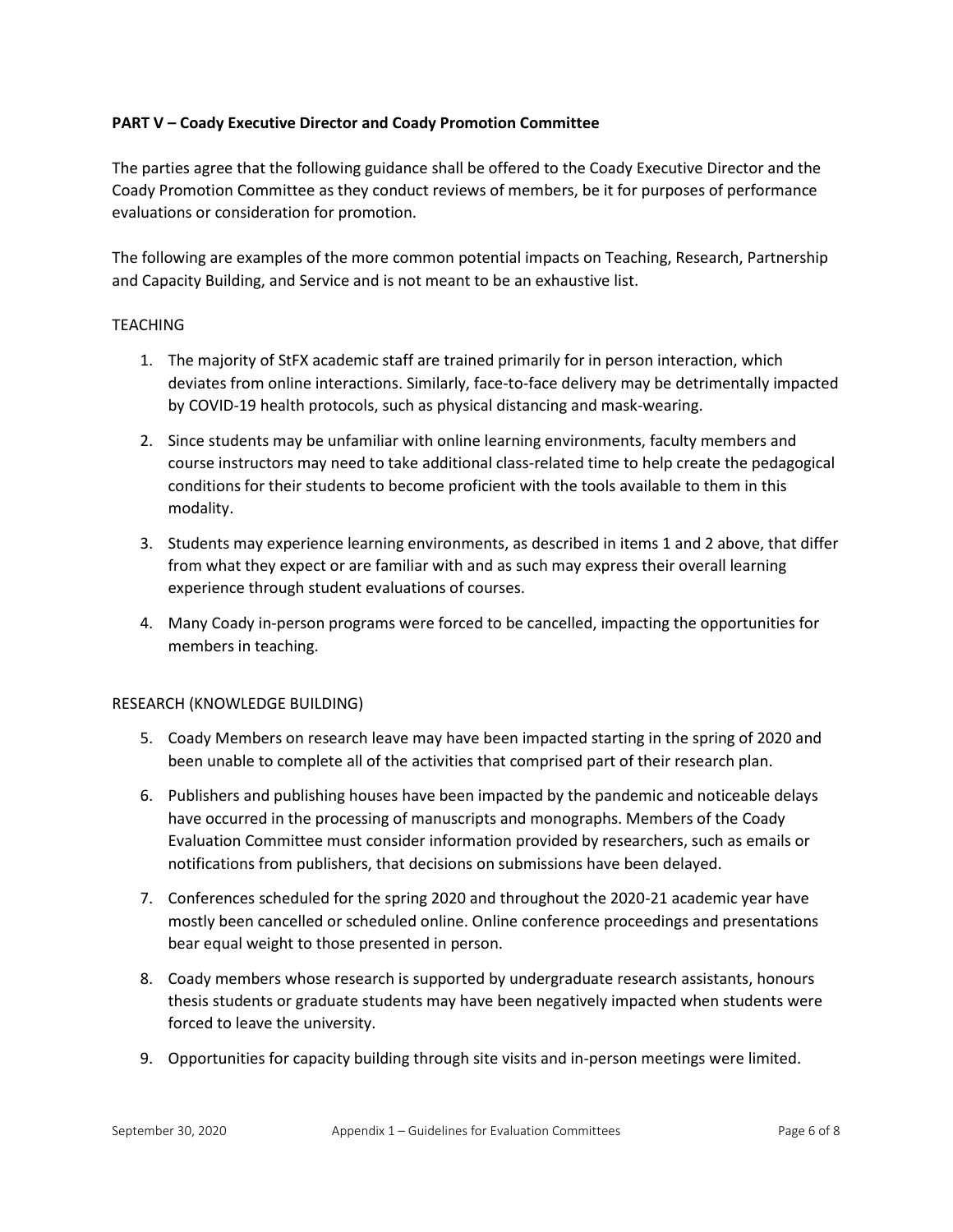**PART V – Coady Executive Director and Coady Promotion Committee**

The parties agree that the following guidance shall be offered to the Coady Executive Director and the Coady Promotion Committee as they conduct reviews of members, be it for purposes of performance evaluations or consideration for promotion.

The following are examples of the more common potential impacts on Teaching, Research, Partnership and Capacity Building, and Service and is not meant to be an exhaustive list.

TEACHING

1. The majority of StFX academic staff are trained primarily for in person interaction, which deviates from online interactions. Similarly, face-to-face delivery may be detrimentally impacted by COVID-19 health protocols, such as physical distancing and mask-wearing.
2. Since students may be unfamiliar with online learning environments, faculty members and course instructors may need to take additional class-related time to help create the pedagogical conditions for their students to become proficient with the tools available to them in this modality.
3. Students may experience learning environments, as described in items 1 and 2 above, that differ from what they expect or are familiar with and as such may express their overall learning experience through student evaluations of courses.
4. Many Coady in-person programs were forced to be cancelled, impacting the opportunities for members in teaching.

RESEARCH (KNOWLEDGE BUILDING)

5. Coady Members on research leave may have been impacted starting in the spring of 2020 and been unable to complete all of the activities that comprised part of their research plan.
6. Publishers and publishing houses have been impacted by the pandemic and noticeable delays have occurred in the processing of manuscripts and monographs. Members of the Coady Evaluation Committee must consider information provided by researchers, such as emails or notifications from publishers, that decisions on submissions have been delayed.
7. Conferences scheduled for the spring 2020 and throughout the 2020-21 academic year have mostly been cancelled or scheduled online. Online conference proceedings and presentations bear equal weight to those presented in person.
8. Coady members whose research is supported by undergraduate research assistants, honours thesis students or graduate students may have been negatively impacted when students were forced to leave the university.
9. Opportunities for capacity building through site visits and in-person meetings were limited.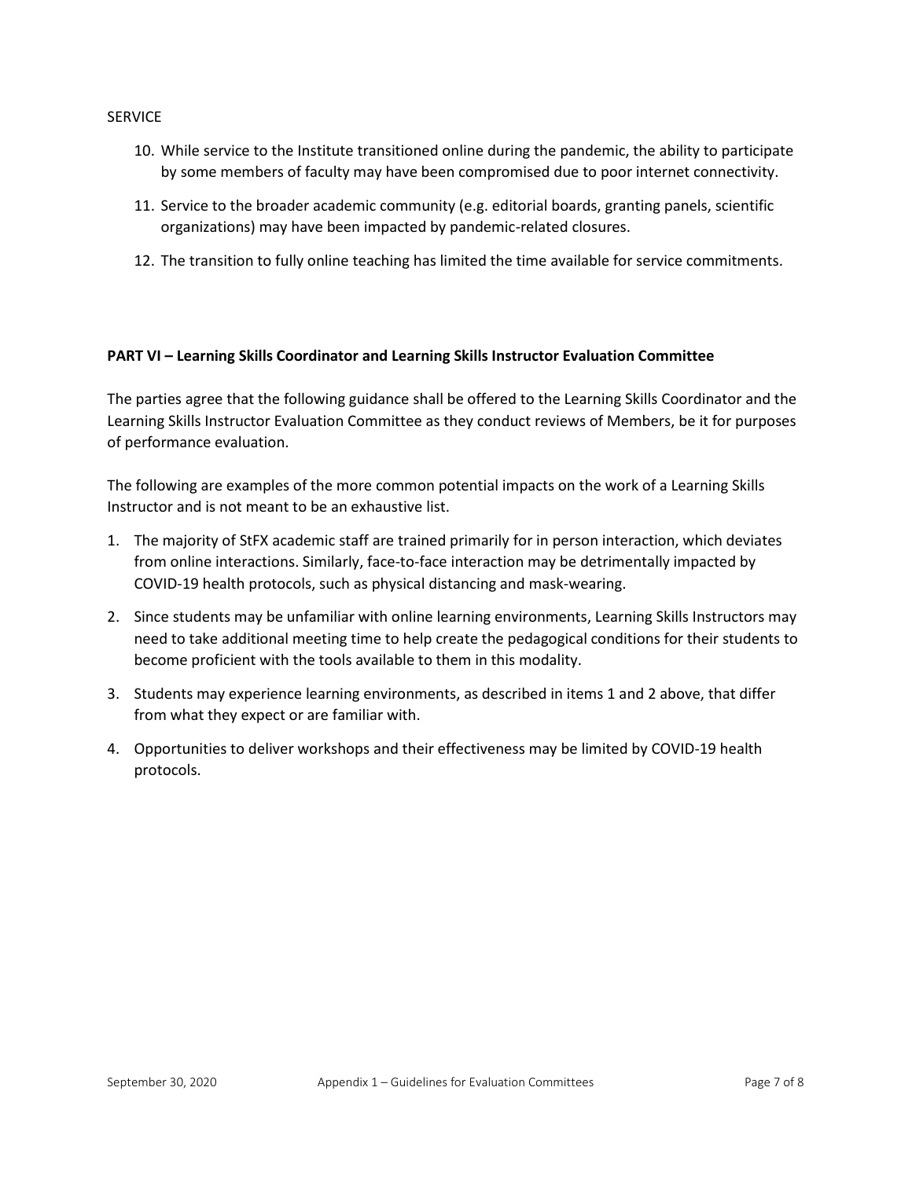SERVICE

10. While service to the Institute transitioned online during the pandemic, the ability to participate by some members of faculty may have been compromised due to poor internet connectivity.

11. Service to the broader academic community (e.g. editorial boards, granting panels, scientific organizations) may have been impacted by pandemic-related closures.

12. The transition to fully online teaching has limited the time available for service commitments.

**PART VI – Learning Skills Coordinator and Learning Skills Instructor Evaluation Committee**

The parties agree that the following guidance shall be offered to the Learning Skills Coordinator and the Learning Skills Instructor Evaluation Committee as they conduct reviews of Members, be it for purposes of performance evaluation.

The following are examples of the more common potential impacts on the work of a Learning Skills Instructor and is not meant to be an exhaustive list.

1. The majority of StFX academic staff are trained primarily for in person interaction, which deviates from online interactions. Similarly, face-to-face interaction may be detrimentally impacted by COVID-19 health protocols, such as physical distancing and mask-wearing.

2. Since students may be unfamiliar with online learning environments, Learning Skills Instructors may need to take additional meeting time to help create the pedagogical conditions for their students to become proficient with the tools available to them in this modality.

3. Students may experience learning environments, as described in items 1 and 2 above, that differ from what they expect or are familiar with.

4. Opportunities to deliver workshops and their effectiveness may be limited by COVID-19 health protocols.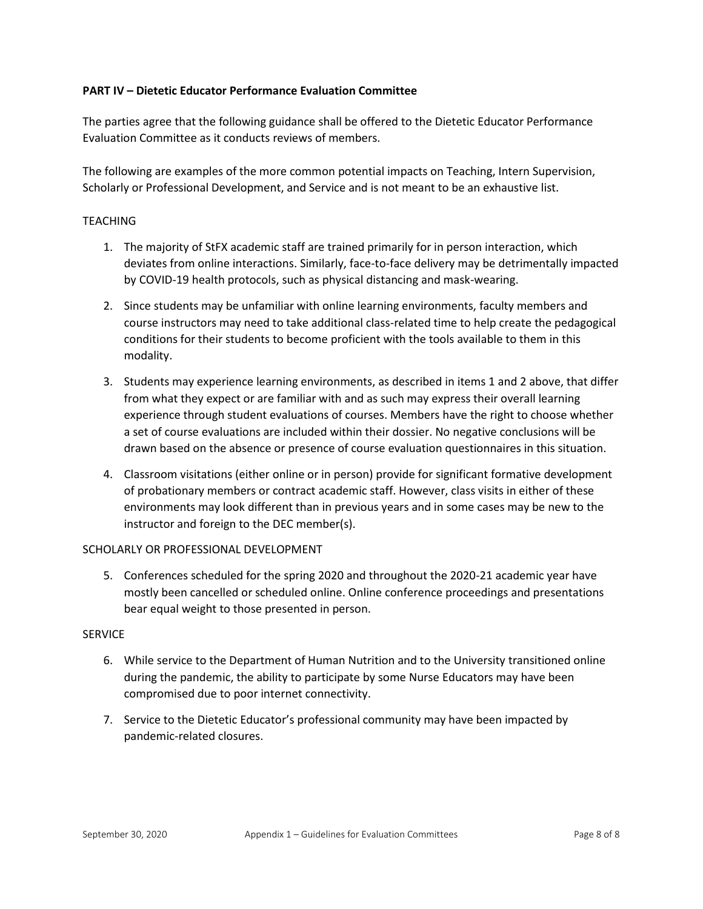**PART IV – Dietetic Educator Performance Evaluation Committee**

The parties agree that the following guidance shall be offered to the Dietetic Educator Performance Evaluation Committee as it conducts reviews of members.

The following are examples of the more common potential impacts on Teaching, Intern Supervision, Scholarly or Professional Development, and Service and is not meant to be an exhaustive list.

TEACHING

1. The majority of StFX academic staff are trained primarily for in person interaction, which deviates from online interactions. Similarly, face-to-face delivery may be detrimentally impacted by COVID-19 health protocols, such as physical distancing and mask-wearing.
2. Since students may be unfamiliar with online learning environments, faculty members and course instructors may need to take additional class-related time to help create the pedagogical conditions for their students to become proficient with the tools available to them in this modality.
3. Students may experience learning environments, as described in items 1 and 2 above, that differ from what they expect or are familiar with and as such may express their overall learning experience through student evaluations of courses. Members have the right to choose whether a set of course evaluations are included within their dossier. No negative conclusions will be drawn based on the absence or presence of course evaluation questionnaires in this situation.
4. Classroom visitations (either online or in person) provide for significant formative development of probationary members or contract academic staff. However, class visits in either of these environments may look different than in previous years and in some cases may be new to the instructor and foreign to the DEC member(s).

SCHOLARLY OR PROFESSIONAL DEVELOPMENT

5. Conferences scheduled for the spring 2020 and throughout the 2020-21 academic year have mostly been cancelled or scheduled online. Online conference proceedings and presentations bear equal weight to those presented in person.

SERVICE

6. While service to the Department of Human Nutrition and to the University transitioned online during the pandemic, the ability to participate by some Nurse Educators may have been compromised due to poor internet connectivity.
7. Service to the Dietetic Educator's professional community may have been impacted by pandemic-related closures.